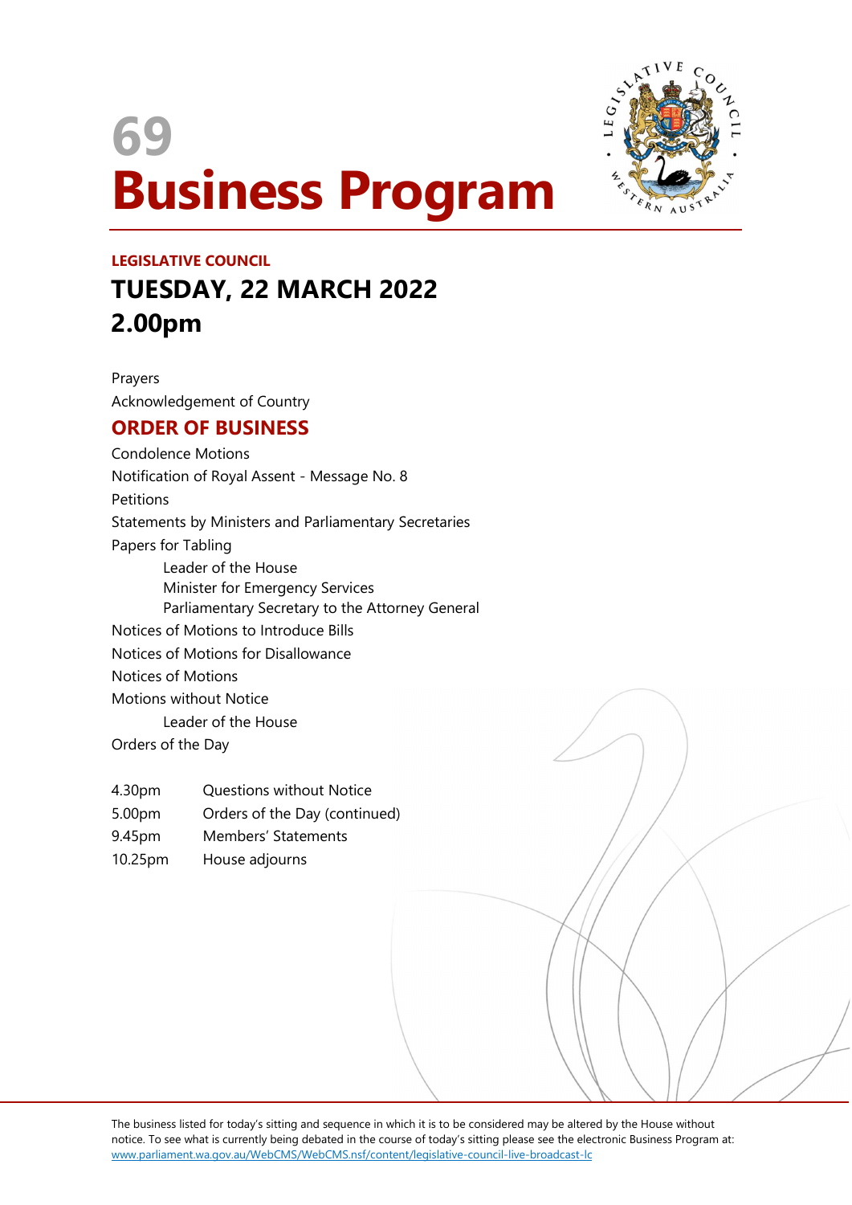# 69

# Business Program

**LEGISLATIVE COUNCIL**

## TUESDAY, 22 MARCH 2022

## 2.00pm

Prayers

Acknowledgement of Country

## ORDER OF BUSINESS

Condolence Motions

Notification of Royal Assent - Message No. 8

Petitions

Statements by Ministers and Parliamentary Secretaries

Papers for Tabling

- Leader of the House
- Minister for Emergency Services
- Parliamentary Secretary to the Attorney General

Notices of Motions to Introduce Bills

Notices of Motions for Disallowance

Notices of Motions

Motions without Notice

- Leader of the House

Orders of the Day

| | |
|---|---|
| 4.30pm | Questions without Notice |
| 5.00pm | Orders of the Day (continued) |
| 9.45pm | Members' Statements |
| 10.25pm | House adjourns |

The business listed for today's sitting and sequence in which it is to be considered may be altered by the House without notice. To see what is currently being debated in the course of today's sitting please see the electronic Business Program at: www.parliament.wa.gov.au/WebCMS/WebCMS.nsf/content/legislative-council-live-broadcast-lc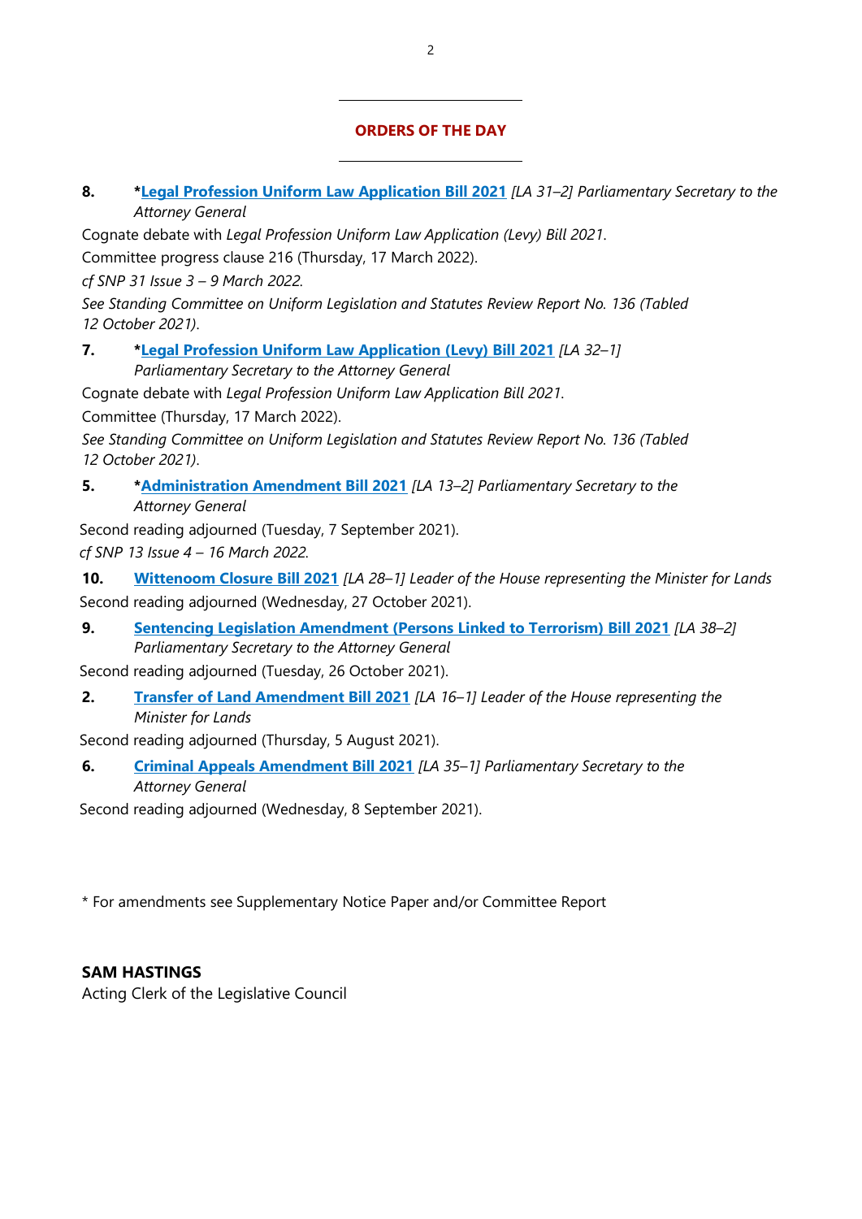## ORDERS OF THE DAY

**8.** ***Legal Profession Uniform Law Application Bill 2021** *[LA 31–2] Parliamentary Secretary to the Attorney General*

Cognate debate with *Legal Profession Uniform Law Application (Levy) Bill 2021*.

Committee progress clause 216 (Thursday, 17 March 2022).

*cf SNP 31 Issue 3 – 9 March 2022.*

*See Standing Committee on Uniform Legislation and Statutes Review Report No. 136 (Tabled 12 October 2021).*

**7.** ***Legal Profession Uniform Law Application (Levy) Bill 2021** *[LA 32–1] Parliamentary Secretary to the Attorney General*

Cognate debate with *Legal Profession Uniform Law Application Bill 2021*.

Committee (Thursday, 17 March 2022).

*See Standing Committee on Uniform Legislation and Statutes Review Report No. 136 (Tabled 12 October 2021).*

**5.** ***Administration Amendment Bill 2021** *[LA 13–2] Parliamentary Secretary to the Attorney General*

Second reading adjourned (Tuesday, 7 September 2021).

*cf SNP 13 Issue 4 – 16 March 2022.*

**10.** **Wittenoom Closure Bill 2021** *[LA 28–1] Leader of the House representing the Minister for Lands*

Second reading adjourned (Wednesday, 27 October 2021).

**9.** **Sentencing Legislation Amendment (Persons Linked to Terrorism) Bill 2021** *[LA 38–2] Parliamentary Secretary to the Attorney General*

Second reading adjourned (Tuesday, 26 October 2021).

**2.** **Transfer of Land Amendment Bill 2021** *[LA 16–1] Leader of the House representing the Minister for Lands*

Second reading adjourned (Thursday, 5 August 2021).

**6.** **Criminal Appeals Amendment Bill 2021** *[LA 35–1] Parliamentary Secretary to the Attorney General*

Second reading adjourned (Wednesday, 8 September 2021).

\* For amendments see Supplementary Notice Paper and/or Committee Report

**SAM HASTINGS**
Acting Clerk of the Legislative Council